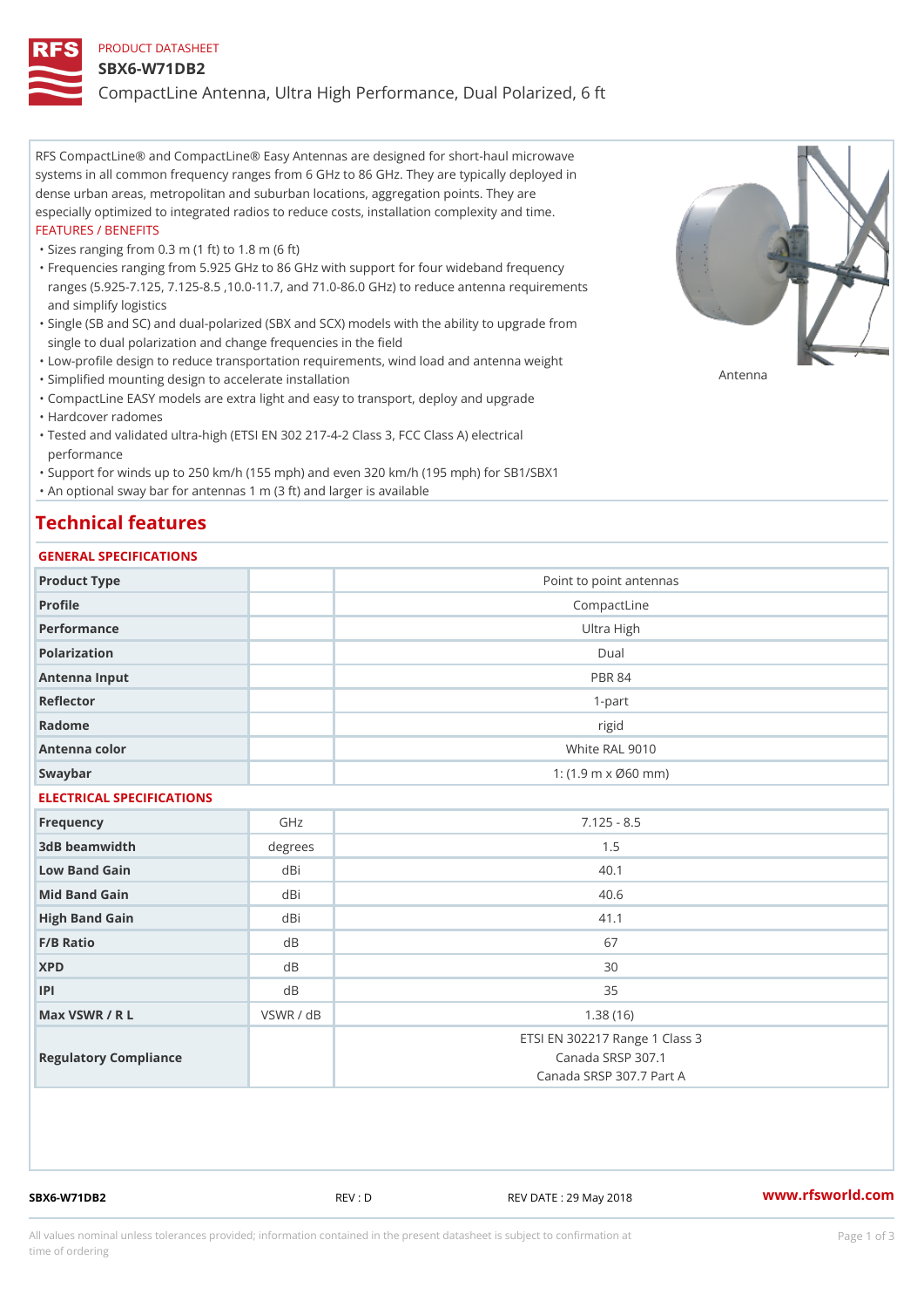PRODUCT DATASHEET

# SBX6-W71DB2

## CompactLine Antenna, Ultra High Performance, Dual Polarized, 6 ft

RFS CompactLine® and CompactLine® Easy Antennas are designed for short-haul microwave systems in all common frequency ranges from 6 GHz to 86 GHz. They are typically deployed in dense urban areas, metropolitan and suburban locations, aggregation points. They are especially optimized to integrated radios to reduce costs, installation complexity and time.

FEATURES / BENEFITS

- Sizes ranging from 0.3 m (1 ft) to 1.8 m (6 ft)
- Frequencies ranging from 5.925 GHz to 86 GHz with support for four wideband frequency ranges (5.925-7.125, 7.125-8.5 ,10.0-11.7, and 71.0-86.0 GHz) to reduce antenna requirements and simplify logistics
- Single (SB and SC) and dual-polarized (SBX and SCX) models with the ability to upgrade from single to dual polarization and change frequencies in the field
- Low-profile design to reduce transportation requirements, wind load and antenna weight
- Simplified mounting design to accelerate installation
- CompactLine EASY models are extra light and easy to transport, deploy and upgrade
- Hardcover radomes
- Tested and validated ultra-high (ETSI EN 302 217-4-2 Class 3, FCC Class A) electrical performance
- Support for winds up to 250 km/h (155 mph) and even 320 km/h (195 mph) for SB1/SBX1
- An optional sway bar for antennas 1 m (3 ft) and larger is available

Antenna

## Technical features

### GENERAL SPECIFICATIONS

| | | |
|---|---|---|
| Product Type | | Point to point antennas |
| Profile | | CompactLine |
| Performance | | Ultra High |
| Polarization | | Dual |
| Antenna Input | | PBR 84 |
| Reflector | | 1-part |
| Radome | | rigid |
| Antenna color | | White RAL 9010 |
| Swaybar | | 1: (1.9 m x Ø60 mm) |

### ELECTRICAL SPECIFICATIONS

| | | |
|---|---|---|
| Frequency | GHz | 7.125 - 8.5 |
| 3dB beamwidth | degrees | 1.5 |
| Low Band Gain | dBi | 40.1 |
| Mid Band Gain | dBi | 40.6 |
| High Band Gain | dBi | 41.1 |
| F/B Ratio | dB | 67 |
| XPD | dB | 30 |
| IPI | dB | 35 |
| Max VSWR / R L | VSWR / dB | 1.38 (16) |
| Regulatory Compliance | | ETSI EN 302217 Range 1 Class 3<br>Canada SRSP 307.1<br>Canada SRSP 307.7 Part A |

SBX6-W71DB2 REV : D REV DATE : 29 May 2018 www.rfsworld.com

All values nominal unless tolerances provided; information contained in the present datasheet is subject to confirmation at time of ordering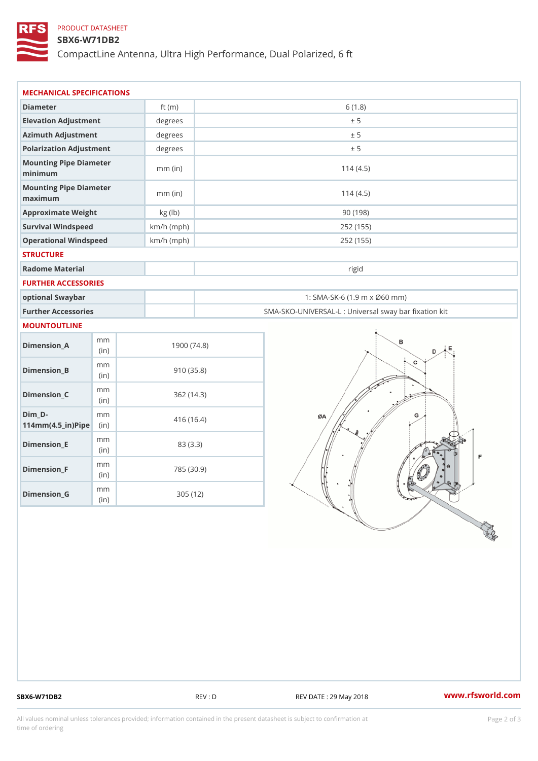PRODUCT DATASHEET

# SBX6-W71DB2

CompactLine Antenna, Ultra High Performance, Dual Polarized, 6 ft

## MECHANICAL SPECIFICATIONS

| | | |
|---|---|---|
| Diameter | ft (m) | 6 (1.8) |
| Elevation Adjustment | degrees | ± 5 |
| Azimuth Adjustment | degrees | ± 5 |
| Polarization Adjustment | degrees | ± 5 |
| Mounting Pipe Diameter minimum | mm (in) | 114 (4.5) |
| Mounting Pipe Diameter maximum | mm (in) | 114 (4.5) |
| Approximate Weight | kg (lb) | 90 (198) |
| Survival Windspeed | km/h (mph) | 252 (155) |
| Operational Windspeed | km/h (mph) | 252 (155) |

## STRUCTURE

| | | |
|---|---|---|
| Radome Material | | rigid |

## FURTHER ACCESSORIES

| | | |
|---|---|---|
| optional Swaybar | | 1: SMA-SK-6 (1.9 m x Ø60 mm) |
| Further Accessories | | SMA-SKO-UNIVERSAL-L : Universal sway bar fixation kit |

## MOUNTOUTLINE

| | | |
|---|---|---|
| Dimension_A | mm (in) | 1900 (74.8) |
| Dimension_B | mm (in) | 910 (35.8) |
| Dimension_C | mm (in) | 362 (14.3) |
| Dim_D-114mm(4.5_in)Pipe | mm (in) | 416 (16.4) |
| Dimension_E | mm (in) | 83 (3.3) |
| Dimension_F | mm (in) | 785 (30.9) |
| Dimension_G | mm (in) | 305 (12) |

SBX6-W71DB2 REV : D REV DATE : 29 May 2018 www.rfsworld.com

All values nominal unless tolerances provided; information contained in the present datasheet is subject to confirmation at time of ordering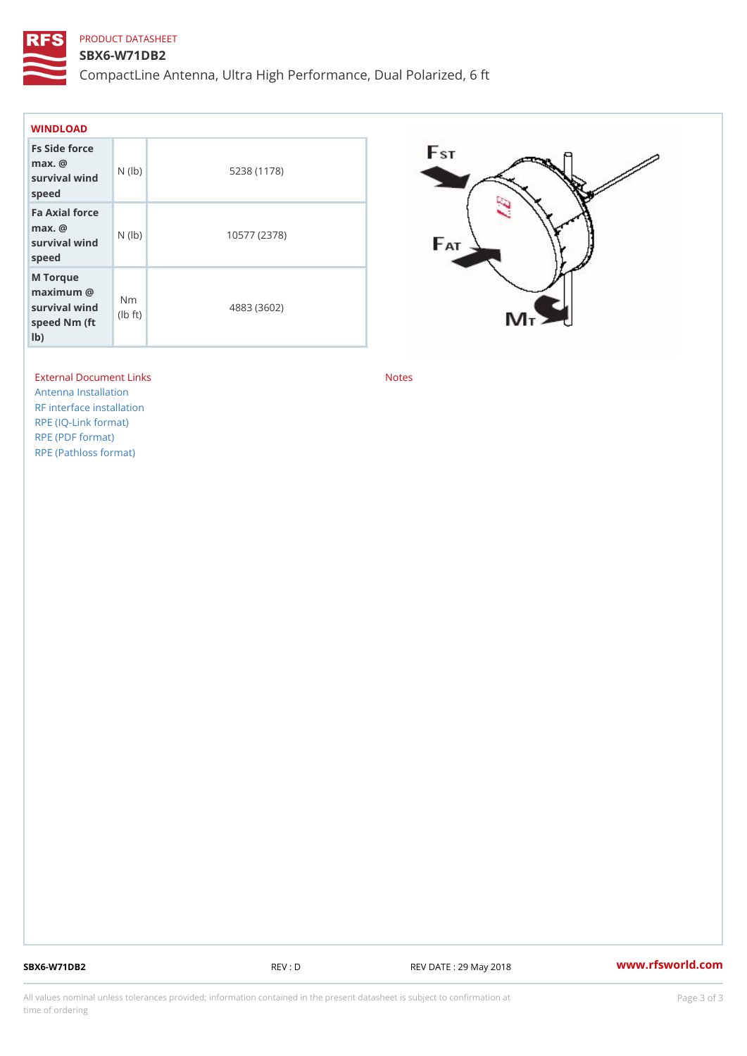PRODUCT DATASHEET

# SBX6-W71DB2

CompactLine Antenna, Ultra High Performance, Dual Polarized, 6 ft

## WINDLOAD

| | | |
|---|---|---|
| Fs Side force max. @ survival wind speed | N (lb) | 5238 (1178) |
| Fa Axial force max. @ survival wind speed | N (lb) | 10577 (2378) |
| M Torque maximum @ survival wind speed Nm (ft lb) | Nm (lb ft) | 4883 (3602) |

FST

FAT

MT

### External Document Links

Antenna Installation

RF interface installation

RPE (IQ-Link format)

RPE (PDF format)

RPE (Pathloss format)

### Notes

SBX6-W71DB2 REV : D REV DATE : 29 May 2018 www.rfsworld.com

All values nominal unless tolerances provided; information contained in the present datasheet is subject to confirmation at time of ordering